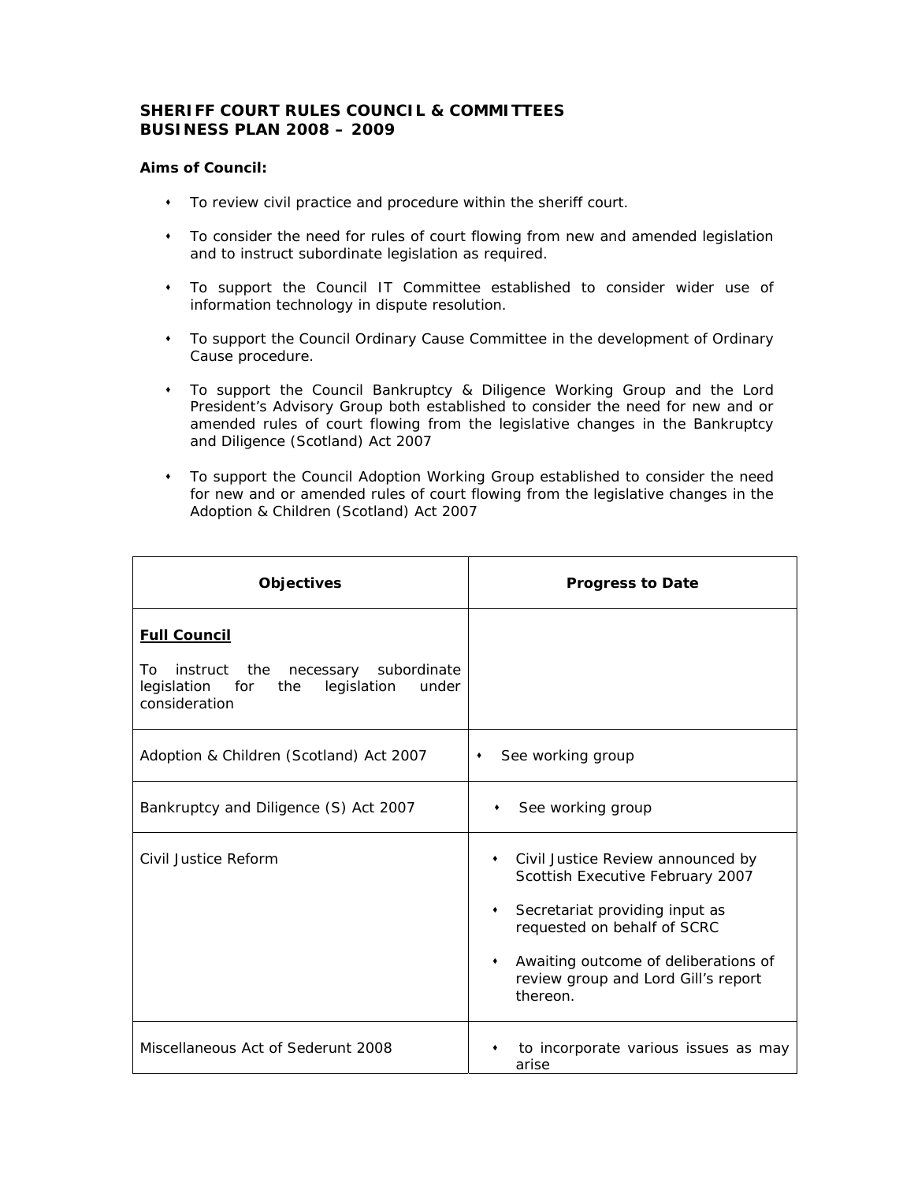**SHERIFF COURT RULES COUNCIL & COMMITTEES**
**BUSINESS PLAN 2008 – 2009**

**Aims of Council:**

- To review civil practice and procedure within the sheriff court.
- To consider the need for rules of court flowing from new and amended legislation and to instruct subordinate legislation as required.
- To support the Council IT Committee established to consider wider use of information technology in dispute resolution.
- To support the Council Ordinary Cause Committee in the development of Ordinary Cause procedure.
- To support the Council Bankruptcy & Diligence Working Group and the Lord President's Advisory Group both established to consider the need for new and or amended rules of court flowing from the legislative changes in the Bankruptcy and Diligence (Scotland) Act 2007
- To support the Council Adoption Working Group established to consider the need for new and or amended rules of court flowing from the legislative changes in the Adoption & Children (Scotland) Act 2007

| Objectives | Progress to Date |
|---|---|
| **Full Council**<br><br>To instruct the necessary subordinate legislation for the legislation under consideration | |
| Adoption & Children (Scotland) Act 2007 | • See working group |
| Bankruptcy and Diligence (S) Act 2007 | • See working group |
| Civil Justice Reform | • Civil Justice Review announced by Scottish Executive February 2007<br>• Secretariat providing input as requested on behalf of SCRC<br>• Awaiting outcome of deliberations of review group and Lord Gill's report thereon. |
| Miscellaneous Act of Sederunt 2008 | • to incorporate various issues as may arise |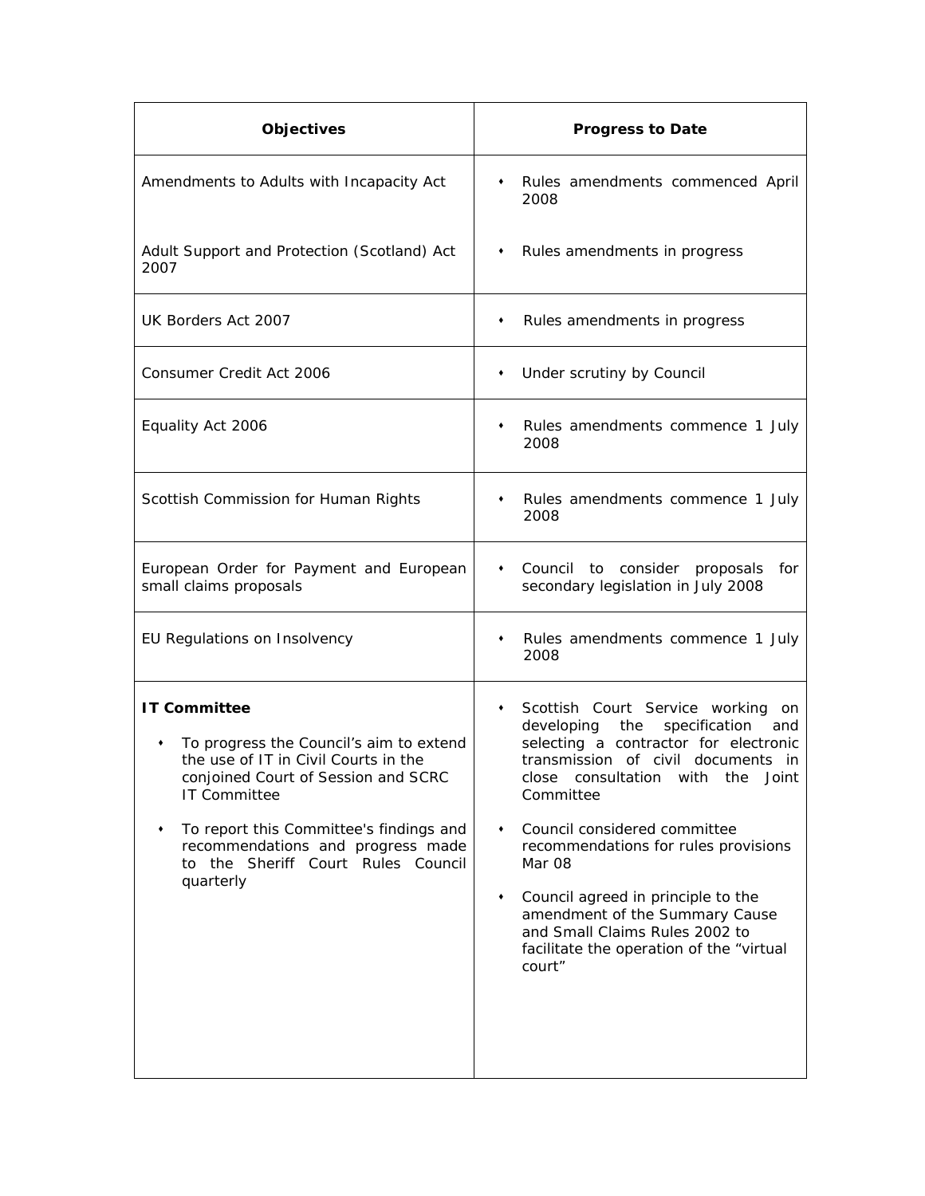| Objectives | Progress to Date |
| --- | --- |
| Amendments to Adults with Incapacity Act<br><br>Adult Support and Protection (Scotland) Act 2007 | • Rules amendments commenced April 2008<br><br>• Rules amendments in progress |
| UK Borders Act 2007 | • Rules amendments in progress |
| Consumer Credit Act 2006 | • Under scrutiny by Council |
| Equality Act 2006 | • Rules amendments commence 1 July 2008 |
| Scottish Commission for Human Rights | • Rules amendments commence 1 July 2008 |
| European Order for Payment and European small claims proposals | • Council to consider proposals for secondary legislation in July 2008 |
| EU Regulations on Insolvency | • Rules amendments commence 1 July 2008 |
| **IT Committee**<br><br>• To progress the Council's aim to extend the use of IT in Civil Courts in the conjoined Court of Session and SCRC IT Committee<br><br>• To report this Committee's findings and recommendations and progress made to the Sheriff Court Rules Council quarterly | • Scottish Court Service working on developing the specification and selecting a contractor for electronic transmission of civil documents in close consultation with the Joint Committee<br><br>• Council considered committee recommendations for rules provisions Mar 08<br><br>• Council agreed in principle to the amendment of the Summary Cause and Small Claims Rules 2002 to facilitate the operation of the "virtual court" |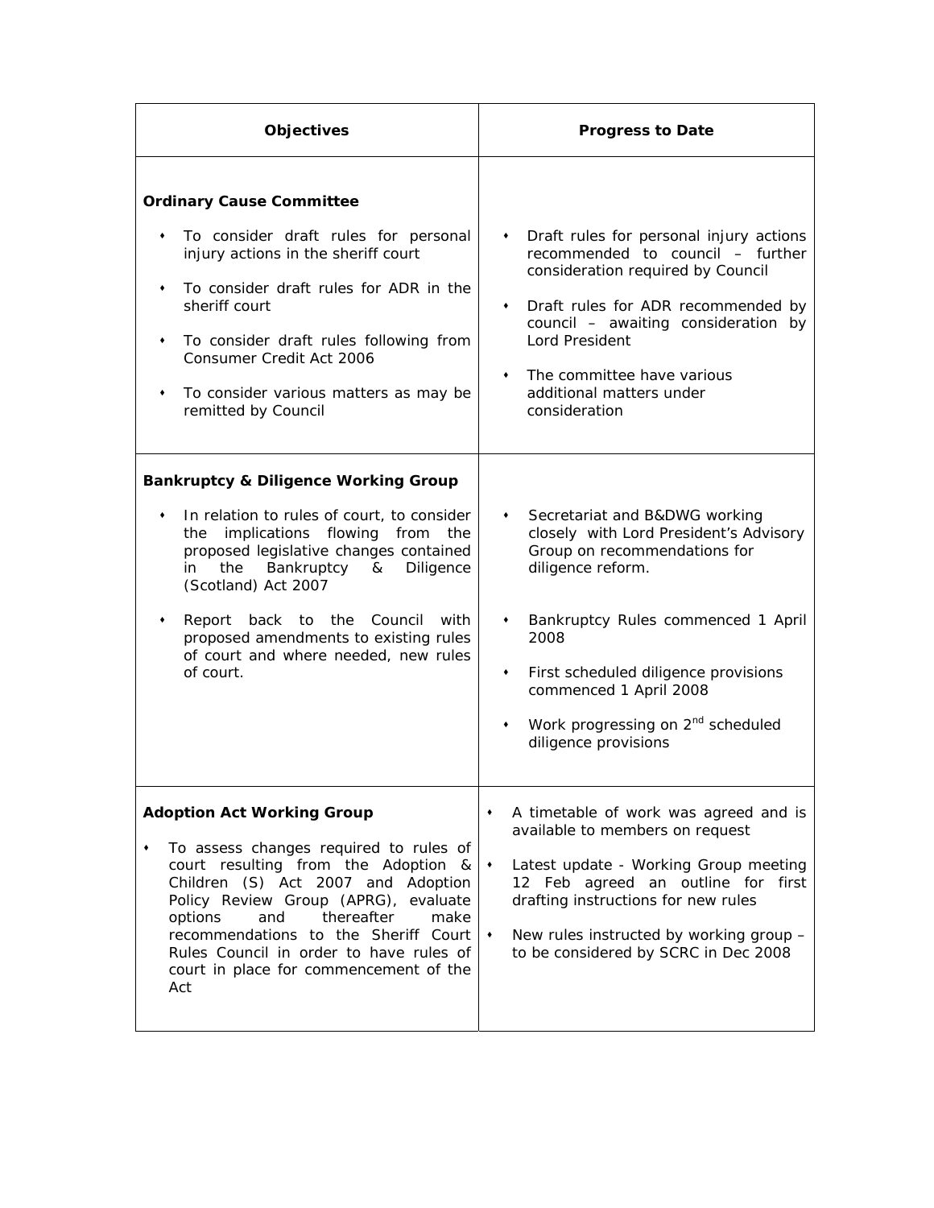| Objectives | Progress to Date |
|---|---|
| **Ordinary Cause Committee**<br><br>• To consider draft rules for personal injury actions in the sheriff court<br><br>• To consider draft rules for ADR in the sheriff court<br><br>• To consider draft rules following from Consumer Credit Act 2006<br><br>• To consider various matters as may be remitted by Council | • Draft rules for personal injury actions recommended to council – further consideration required by Council<br><br>• Draft rules for ADR recommended by council – awaiting consideration by Lord President<br><br>• The committee have various additional matters under consideration |
| **Bankruptcy & Diligence Working Group**<br><br>• In relation to rules of court, to consider the implications flowing from the proposed legislative changes contained in the Bankruptcy & Diligence (Scotland) Act 2007<br><br>• Report back to the Council with proposed amendments to existing rules of court and where needed, new rules of court. | • Secretariat and B&DWG working closely with Lord President's Advisory Group on recommendations for diligence reform.<br><br>• Bankruptcy Rules commenced 1 April 2008<br><br>• First scheduled diligence provisions commenced 1 April 2008<br><br>• Work progressing on 2nd scheduled diligence provisions |
| **Adoption Act Working Group**<br><br>• To assess changes required to rules of court resulting from the Adoption & Children (S) Act 2007 and Adoption Policy Review Group (APRG), evaluate options and thereafter make recommendations to the Sheriff Court Rules Council in order to have rules of court in place for commencement of the Act | • A timetable of work was agreed and is available to members on request<br><br>• Latest update - Working Group meeting 12 Feb agreed an outline for first drafting instructions for new rules<br><br>• New rules instructed by working group – to be considered by SCRC in Dec 2008 |